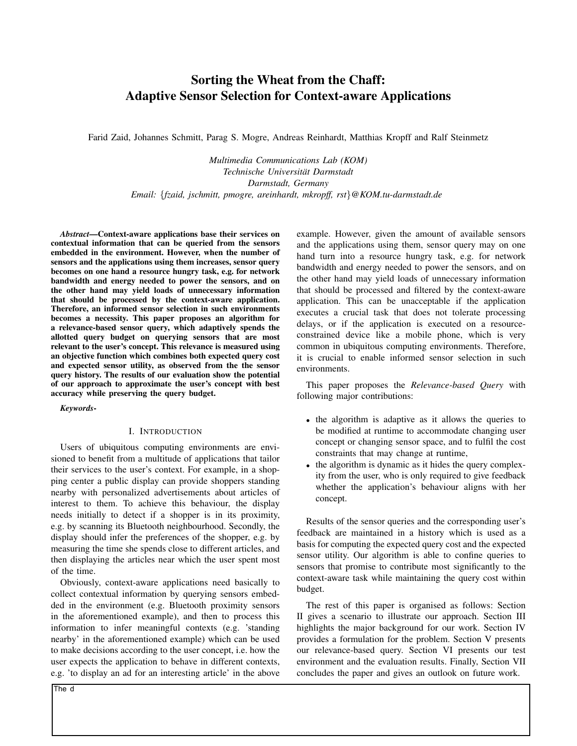# Sorting the Wheat from the Chaff: Adaptive Sensor Selection for Context-aware Applications

Farid Zaid, Johannes Schmitt, Parag S. Mogre, Andreas Reinhardt, Matthias Kropff and Ralf Steinmetz

*Multimedia Communications Lab (KOM)*
*Technische Universität Darmstadt*
*Darmstadt, Germany*
*Email: {fzaid, jschmitt, pmogre, areinhardt, mkropff, rst}@KOM.tu-darmstadt.de*

***Abstract*—Context-aware applications base their services on contextual information that can be queried from the sensors embedded in the environment. However, when the number of sensors and the applications using them increases, sensor query becomes on one hand a resource hungry task, e.g. for network bandwidth and energy needed to power the sensors, and on the other hand may yield loads of unnecessary information that should be processed by the context-aware application. Therefore, an informed sensor selection in such environments becomes a necessity. This paper proposes an algorithm for a relevance-based sensor query, which adaptively spends the allotted query budget on querying sensors that are most relevant to the user's concept. This relevance is measured using an objective function which combines both expected query cost and expected sensor utility, as observed from the the sensor query history. The results of our evaluation show the potential of our approach to approximate the user's concept with best accuracy while preserving the query budget.**

***Keywords*-**

## I. Introduction

Users of ubiquitous computing environments are envisioned to benefit from a multitude of applications that tailor their services to the user's context. For example, in a shopping center a public display can provide shoppers standing nearby with personalized advertisements about articles of interest to them. To achieve this behaviour, the display needs initially to detect if a shopper is in its proximity, e.g. by scanning its Bluetooth neighbourhood. Secondly, the display should infer the preferences of the shopper, e.g. by measuring the time she spends close to different articles, and then displaying the articles near which the user spent most of the time.

Obviously, context-aware applications need basically to collect contextual information by querying sensors embedded in the environment (e.g. Bluetooth proximity sensors in the aforementioned example), and then to process this information to infer meaningful contexts (e.g. 'standing nearby' in the aforementioned example) which can be used to make decisions according to the user concept, i.e. how the user expects the application to behave in different contexts, e.g. 'to display an ad for an interesting article' in the above example. However, given the amount of available sensors and the applications using them, sensor query may on one hand turn into a resource hungry task, e.g. for network bandwidth and energy needed to power the sensors, and on the other hand may yield loads of unnecessary information that should be processed and filtered by the context-aware application. This can be unacceptable if the application executes a crucial task that does not tolerate processing delays, or if the application is executed on a resource-constrained device like a mobile phone, which is very common in ubiquitous computing environments. Therefore, it is crucial to enable informed sensor selection in such environments.

This paper proposes the *Relevance-based Query* with following major contributions:

- the algorithm is adaptive as it allows the queries to be modified at runtime to accommodate changing user concept or changing sensor space, and to fulfil the cost constraints that may change at runtime,
- the algorithm is dynamic as it hides the query complexity from the user, who is only required to give feedback whether the application's behaviour aligns with her concept.

Results of the sensor queries and the corresponding user's feedback are maintained in a history which is used as a basis for computing the expected query cost and the expected sensor utility. Our algorithm is able to confine queries to sensors that promise to contribute most significantly to the context-aware task while maintaining the query cost within budget.

The rest of this paper is organised as follows: Section II gives a scenario to illustrate our approach. Section III highlights the major background for our work. Section IV provides a formulation for the problem. Section V presents our relevance-based query. Section VI presents our test environment and the evaluation results. Finally, Section VII concludes the paper and gives an outlook on future work.

The d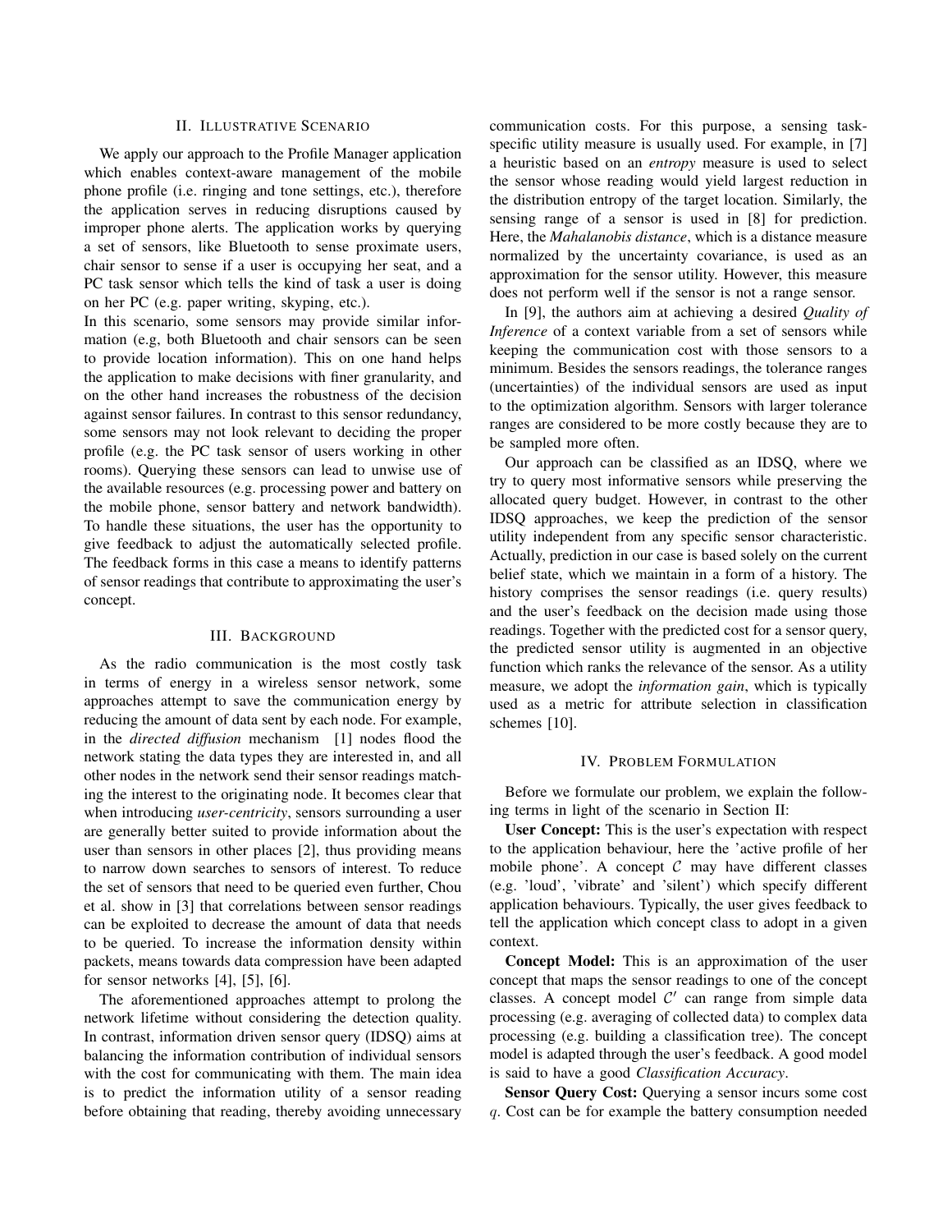## II. Illustrative Scenario

We apply our approach to the Profile Manager application which enables context-aware management of the mobile phone profile (i.e. ringing and tone settings, etc.), therefore the application serves in reducing disruptions caused by improper phone alerts. The application works by querying a set of sensors, like Bluetooth to sense proximate users, chair sensor to sense if a user is occupying her seat, and a PC task sensor which tells the kind of task a user is doing on her PC (e.g. paper writing, skyping, etc.).

In this scenario, some sensors may provide similar information (e.g, both Bluetooth and chair sensors can be seen to provide location information). This on one hand helps the application to make decisions with finer granularity, and on the other hand increases the robustness of the decision against sensor failures. In contrast to this sensor redundancy, some sensors may not look relevant to deciding the proper profile (e.g. the PC task sensor of users working in other rooms). Querying these sensors can lead to unwise use of the available resources (e.g. processing power and battery on the mobile phone, sensor battery and network bandwidth). To handle these situations, the user has the opportunity to give feedback to adjust the automatically selected profile. The feedback forms in this case a means to identify patterns of sensor readings that contribute to approximating the user's concept.

## III. Background

As the radio communication is the most costly task in terms of energy in a wireless sensor network, some approaches attempt to save the communication energy by reducing the amount of data sent by each node. For example, in the *directed diffusion* mechanism [1] nodes flood the network stating the data types they are interested in, and all other nodes in the network send their sensor readings matching the interest to the originating node. It becomes clear that when introducing *user-centricity*, sensors surrounding a user are generally better suited to provide information about the user than sensors in other places [2], thus providing means to narrow down searches to sensors of interest. To reduce the set of sensors that need to be queried even further, Chou et al. show in [3] that correlations between sensor readings can be exploited to decrease the amount of data that needs to be queried. To increase the information density within packets, means towards data compression have been adapted for sensor networks [4], [5], [6].

The aforementioned approaches attempt to prolong the network lifetime without considering the detection quality. In contrast, information driven sensor query (IDSQ) aims at balancing the information contribution of individual sensors with the cost for communicating with them. The main idea is to predict the information utility of a sensor reading before obtaining that reading, thereby avoiding unnecessary communication costs. For this purpose, a sensing task-specific utility measure is usually used. For example, in [7] a heuristic based on an *entropy* measure is used to select the sensor whose reading would yield largest reduction in the distribution entropy of the target location. Similarly, the sensing range of a sensor is used in [8] for prediction. Here, the *Mahalanobis distance*, which is a distance measure normalized by the uncertainty covariance, is used as an approximation for the sensor utility. However, this measure does not perform well if the sensor is not a range sensor.

In [9], the authors aim at achieving a desired *Quality of Inference* of a context variable from a set of sensors while keeping the communication cost with those sensors to a minimum. Besides the sensors readings, the tolerance ranges (uncertainties) of the individual sensors are used as input to the optimization algorithm. Sensors with larger tolerance ranges are considered to be more costly because they are to be sampled more often.

Our approach can be classified as an IDSQ, where we try to query most informative sensors while preserving the allocated query budget. However, in contrast to the other IDSQ approaches, we keep the prediction of the sensor utility independent from any specific sensor characteristic. Actually, prediction in our case is based solely on the current belief state, which we maintain in a form of a history. The history comprises the sensor readings (i.e. query results) and the user's feedback on the decision made using those readings. Together with the predicted cost for a sensor query, the predicted sensor utility is augmented in an objective function which ranks the relevance of the sensor. As a utility measure, we adopt the *information gain*, which is typically used as a metric for attribute selection in classification schemes [10].

## IV. Problem Formulation

Before we formulate our problem, we explain the following terms in light of the scenario in Section II:

**User Concept:** This is the user's expectation with respect to the application behaviour, here the 'active profile of her mobile phone'. A concept $\mathcal{C}$ may have different classes (e.g. 'loud', 'vibrate' and 'silent') which specify different application behaviours. Typically, the user gives feedback to tell the application which concept class to adopt in a given context.

**Concept Model:** This is an approximation of the user concept that maps the sensor readings to one of the concept classes. A concept model $\mathcal{C}'$ can range from simple data processing (e.g. averaging of collected data) to complex data processing (e.g. building a classification tree). The concept model is adapted through the user's feedback. A good model is said to have a good *Classification Accuracy*.

**Sensor Query Cost:** Querying a sensor incurs some cost $q$. Cost can be for example the battery consumption needed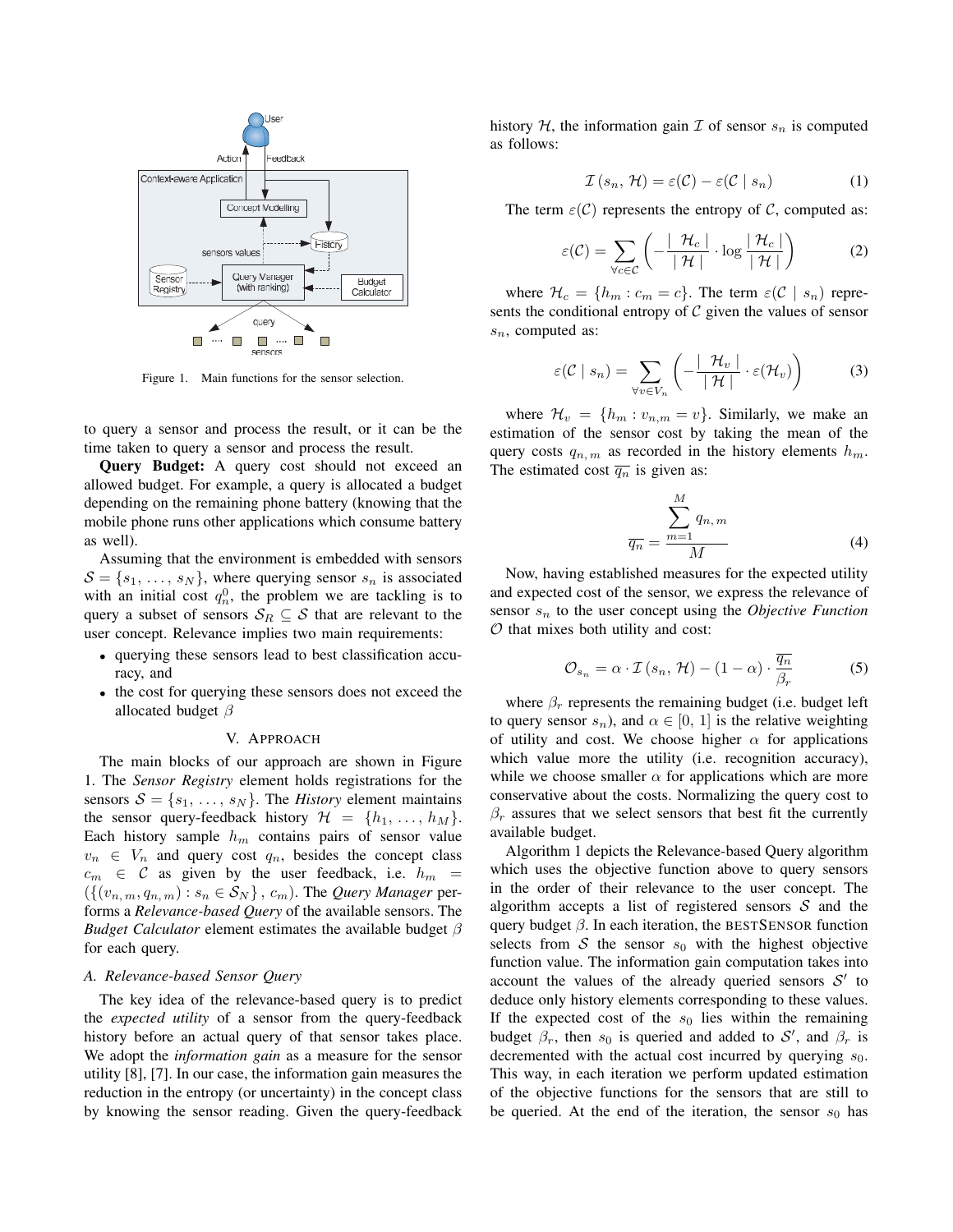Figure 1. Main functions for the sensor selection.

to query a sensor and process the result, or it can be the time taken to query a sensor and process the result.

**Query Budget:** A query cost should not exceed an allowed budget. For example, a query is allocated a budget depending on the remaining phone battery (knowing that the mobile phone runs other applications which consume battery as well).

Assuming that the environment is embedded with sensors $\mathcal{S} = \{s_1, \ldots, s_N\}$, where querying sensor $s_n$ is associated with an initial cost $q_n^0$, the problem we are tackling is to query a subset of sensors $\mathcal{S}_R \subseteq \mathcal{S}$ that are relevant to the user concept. Relevance implies two main requirements:

- querying these sensors lead to best classification accuracy, and
- the cost for querying these sensors does not exceed the allocated budget $\beta$

## V. Approach

The main blocks of our approach are shown in Figure 1. The *Sensor Registry* element holds registrations for the sensors $\mathcal{S} = \{s_1, \ldots, s_N\}$. The *History* element maintains the sensor query-feedback history $\mathcal{H} = \{h_1, \ldots, h_M\}$. Each history sample $h_m$ contains pairs of sensor value $v_n \in V_n$ and query cost $q_n$, besides the concept class $c_m \in \mathcal{C}$ as given by the user feedback, i.e. $h_m = (\{(v_{n,m}, q_{n,m}) : s_n \in \mathcal{S}_N\}, c_m)$. The *Query Manager* performs a *Relevance-based Query* of the available sensors. The *Budget Calculator* element estimates the available budget $\beta$ for each query.

### A. Relevance-based Sensor Query

The key idea of the relevance-based query is to predict the *expected utility* of a sensor from the query-feedback history before an actual query of that sensor takes place. We adopt the *information gain* as a measure for the sensor utility [8], [7]. In our case, the information gain measures the reduction in the entropy (or uncertainty) in the concept class by knowing the sensor reading. Given the query-feedback history $\mathcal{H}$, the information gain $\mathcal{I}$ of sensor $s_n$ is computed as follows:

$$\mathcal{I}\left(s_n,\, \mathcal{H}\right) = \varepsilon(\mathcal{C}) - \varepsilon(\mathcal{C} \mid s_n) \tag{1}$$

The term $\varepsilon(\mathcal{C})$ represents the entropy of $\mathcal{C}$, computed as:

$$\varepsilon(\mathcal{C}) = \sum_{\forall c \in \mathcal{C}} \left( -\frac{|\ \mathcal{H}_c\ |}{|\ \mathcal{H}\ |} \cdot \log \frac{|\ \mathcal{H}_c\ |}{|\ \mathcal{H}\ |} \right) \tag{2}$$

where $\mathcal{H}_c = \{h_m : c_m = c\}$. The term $\varepsilon(\mathcal{C} \mid s_n)$ represents the conditional entropy of $\mathcal{C}$ given the values of sensor $s_n$, computed as:

$$\varepsilon(\mathcal{C} \mid s_n) = \sum_{\forall v \in V_n} \left( -\frac{|\ \mathcal{H}_v\ |}{|\ \mathcal{H}\ |} \cdot \varepsilon(\mathcal{H}_v) \right) \tag{3}$$

where $\mathcal{H}_v = \{h_m : v_{n,m} = v\}$. Similarly, we make an estimation of the sensor cost by taking the mean of the query costs $q_{n,m}$ as recorded in the history elements $h_m$. The estimated cost $\overline{q_n}$ is given as:

$$\overline{q_n} = \frac{\sum_{m=1}^{M} q_{n,m}}{M} \tag{4}$$

Now, having established measures for the expected utility and expected cost of the sensor, we express the relevance of sensor $s_n$ to the user concept using the *Objective Function* $\mathcal{O}$ that mixes both utility and cost:

$$\mathcal{O}_{s_n} = \alpha \cdot \mathcal{I}\left(s_n,\, \mathcal{H}\right) - (1-\alpha) \cdot \frac{\overline{q_n}}{\beta_r} \tag{5}$$

where $\beta_r$ represents the remaining budget (i.e. budget left to query sensor $s_n$), and $\alpha \in [0,\, 1]$ is the relative weighting of utility and cost. We choose higher $\alpha$ for applications which value more the utility (i.e. recognition accuracy), while we choose smaller $\alpha$ for applications which are more conservative about the costs. Normalizing the query cost to $\beta_r$ assures that we select sensors that best fit the currently available budget.

Algorithm 1 depicts the Relevance-based Query algorithm which uses the objective function above to query sensors in the order of their relevance to the user concept. The algorithm accepts a list of registered sensors $\mathcal{S}$ and the query budget $\beta$. In each iteration, the BESTSENSOR function selects from $\mathcal{S}$ the sensor $s_0$ with the highest objective function value. The information gain computation takes into account the values of the already queried sensors $\mathcal{S}'$ to deduce only history elements corresponding to these values. If the expected cost of the $s_0$ lies within the remaining budget $\beta_r$, then $s_0$ is queried and added to $\mathcal{S}'$, and $\beta_r$ is decremented with the actual cost incurred by querying $s_0$. This way, in each iteration we perform updated estimation of the objective functions for the sensors that are still to be queried. At the end of the iteration, the sensor $s_0$ has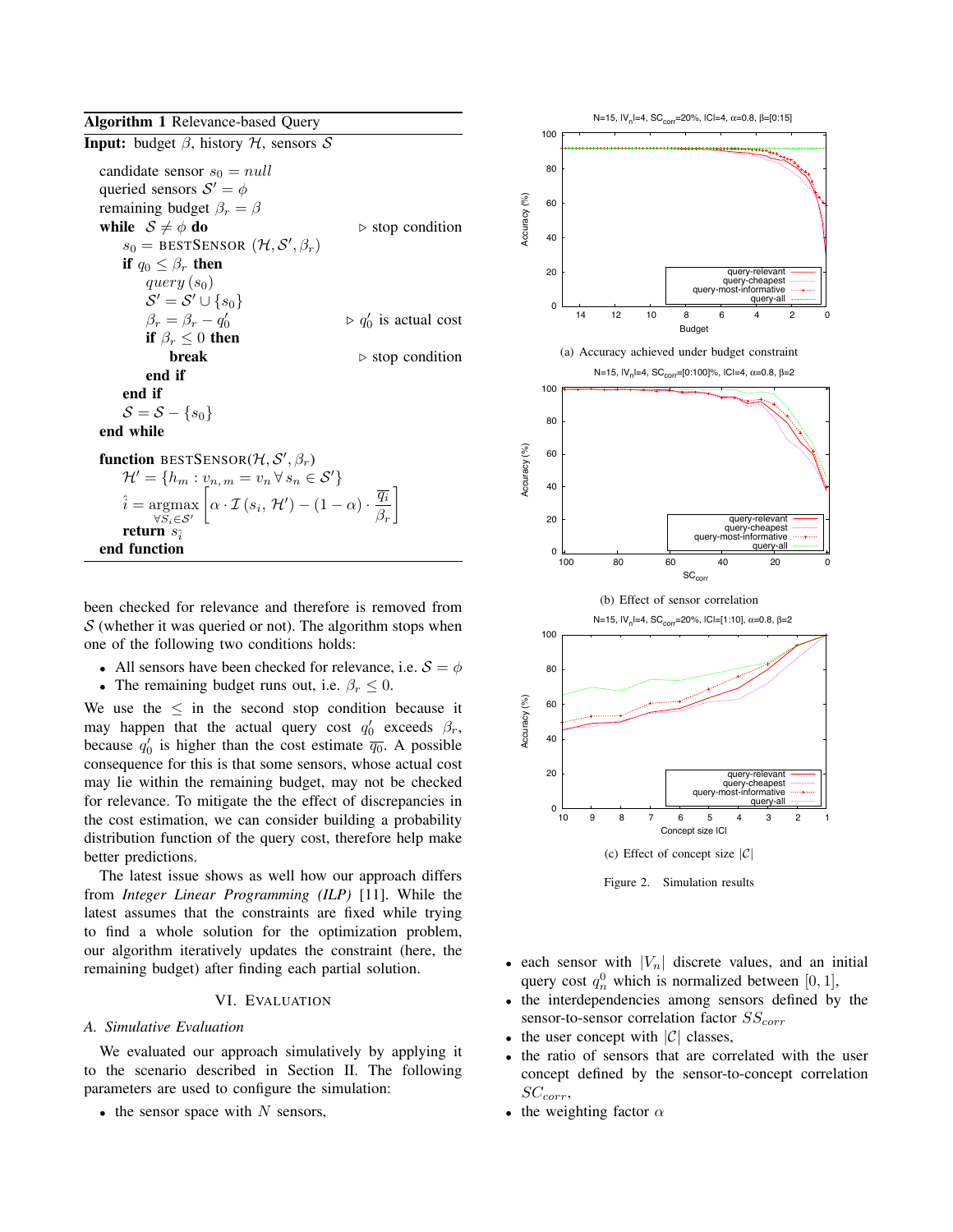**Algorithm 1** Relevance-based Query

**Input:** budget $\beta$, history $\mathcal{H}$, sensors $\mathcal{S}$

```
candidate sensor s_0 = null
queried sensors S' = φ
remaining budget β_r = β
while S ≠ φ do                          ▷ stop condition
    s_0 = BESTSENSOR (H, S', β_r)
    if q_0 ≤ β_r then
        query (s_0)
        S' = S' ∪ {s_0}
        β_r = β_r − q'_0                ▷ q'_0 is actual cost
        if β_r ≤ 0 then
            break                       ▷ stop condition
        end if
    end if
    S = S − {s_0}
end while

function BESTSENSOR(H, S', β_r)
    H' = {h_m : v_{n,m} = v_n ∀ s_n ∈ S'}
    î = argmax_{∀S_i ∈ S'} [α · I(s_i, H') − (1 − α) · q_i / β_r]
    return s_î
end function
```

been checked for relevance and therefore is removed from $\mathcal{S}$ (whether it was queried or not). The algorithm stops when one of the following two conditions holds:

- All sensors have been checked for relevance, i.e. $\mathcal{S} = \phi$
- The remaining budget runs out, i.e. $\beta_r \leq 0$.

We use the $\leq$ in the second stop condition because it may happen that the actual query cost $q'_0$ exceeds $\beta_r$, because $q'_0$ is higher than the cost estimate $\overline{q_0}$. A possible consequence for this is that some sensors, whose actual cost may lie within the remaining budget, may not be checked for relevance. To mitigate the the effect of discrepancies in the cost estimation, we can consider building a probability distribution function of the query cost, therefore help make better predictions.

The latest issue shows as well how our approach differs from *Integer Linear Programming (ILP)* [11]. While the latest assumes that the constraints are fixed while trying to find a whole solution for the optimization problem, our algorithm iteratively updates the constraint (here, the remaining budget) after finding each partial solution.

## VI. Evaluation

### A. Simulative Evaluation

We evaluated our approach simulatively by applying it to the scenario described in Section II. The following parameters are used to configure the simulation:

- the sensor space with $N$ sensors,
- each sensor with $|V_n|$ discrete values, and an initial query cost $q_n^0$ which is normalized between $[0, 1]$,
- the interdependencies among sensors defined by the sensor-to-sensor correlation factor $SS_{corr}$
- the user concept with $|\mathcal{C}|$ classes,
- the ratio of sensors that are correlated with the user concept defined by the sensor-to-concept correlation $SC_{corr}$,
- the weighting factor $\alpha$

(a) Accuracy achieved under budget constraint

(b) Effect of sensor correlation

(c) Effect of concept size $|\mathcal{C}|$

Figure 2. Simulation results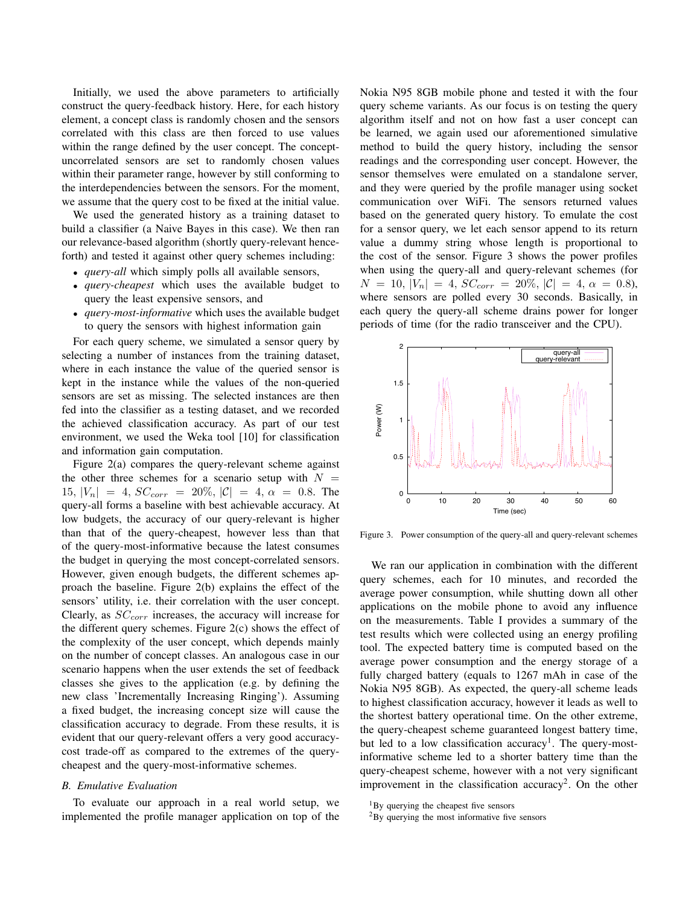Initially, we used the above parameters to artificially construct the query-feedback history. Here, for each history element, a concept class is randomly chosen and the sensors correlated with this class are then forced to use values within the range defined by the user concept. The concept-uncorrelated sensors are set to randomly chosen values within their parameter range, however by still conforming to the interdependencies between the sensors. For the moment, we assume that the query cost to be fixed at the initial value.

We used the generated history as a training dataset to build a classifier (a Naive Bayes in this case). We then ran our relevance-based algorithm (shortly query-relevant henceforth) and tested it against other query schemes including:

- *query-all* which simply polls all available sensors,
- *query-cheapest* which uses the available budget to query the least expensive sensors, and
- *query-most-informative* which uses the available budget to query the sensors with highest information gain

For each query scheme, we simulated a sensor query by selecting a number of instances from the training dataset, where in each instance the value of the queried sensor is kept in the instance while the values of the non-queried sensors are set as missing. The selected instances are then fed into the classifier as a testing dataset, and we recorded the achieved classification accuracy. As part of our test environment, we used the Weka tool [10] for classification and information gain computation.

Figure 2(a) compares the query-relevant scheme against the other three schemes for a scenario setup with $N = 15$, $|V_n| = 4$, $SC_{corr} = 20\%$, $|\mathcal{C}| = 4$, $\alpha = 0.8$. The query-all forms a baseline with best achievable accuracy. At low budgets, the accuracy of our query-relevant is higher than that of the query-cheapest, however less than that of the query-most-informative because the latest consumes the budget in querying the most concept-correlated sensors. However, given enough budgets, the different schemes approach the baseline. Figure 2(b) explains the effect of the sensors' utility, i.e. their correlation with the user concept. Clearly, as $SC_{corr}$ increases, the accuracy will increase for the different query schemes. Figure 2(c) shows the effect of the complexity of the user concept, which depends mainly on the number of concept classes. An analogous case in our scenario happens when the user extends the set of feedback classes she gives to the application (e.g. by defining the new class 'Incrementally Increasing Ringing'). Assuming a fixed budget, the increasing concept size will cause the classification accuracy to degrade. From these results, it is evident that our query-relevant offers a very good accuracy-cost trade-off as compared to the extremes of the query-cheapest and the query-most-informative schemes.

### B. Emulative Evaluation

To evaluate our approach in a real world setup, we implemented the profile manager application on top of the Nokia N95 8GB mobile phone and tested it with the four query scheme variants. As our focus is on testing the query algorithm itself and not on how fast a user concept can be learned, we again used our aforementioned simulative method to build the query history, including the sensor readings and the corresponding user concept. However, the sensor themselves were emulated on a standalone server, and they were queried by the profile manager using socket communication over WiFi. The sensors returned values based on the generated query history. To emulate the cost for a sensor query, we let each sensor append to its return value a dummy string whose length is proportional to the cost of the sensor. Figure 3 shows the power profiles when using the query-all and query-relevant schemes (for $N = 10$, $|V_n| = 4$, $SC_{corr} = 20\%$, $|\mathcal{C}| = 4$, $\alpha = 0.8$), where sensors are polled every 30 seconds. Basically, in each query the query-all scheme drains power for longer periods of time (for the radio transceiver and the CPU).

Figure 3. Power consumption of the query-all and query-relevant schemes

We ran our application in combination with the different query schemes, each for 10 minutes, and recorded the average power consumption, while shutting down all other applications on the mobile phone to avoid any influence on the measurements. Table I provides a summary of the test results which were collected using an energy profiling tool. The expected battery time is computed based on the average power consumption and the energy storage of a fully charged battery (equals to 1267 mAh in case of the Nokia N95 8GB). As expected, the query-all scheme leads to highest classification accuracy, however it leads as well to the shortest battery operational time. On the other extreme, the query-cheapest scheme guaranteed longest battery time, but led to a low classification accuracy[1]. The query-most-informative scheme led to a shorter battery time than the query-cheapest scheme, however with a not very significant improvement in the classification accuracy[2]. On the other

[1] By querying the cheapest five sensors

[2] By querying the most informative five sensors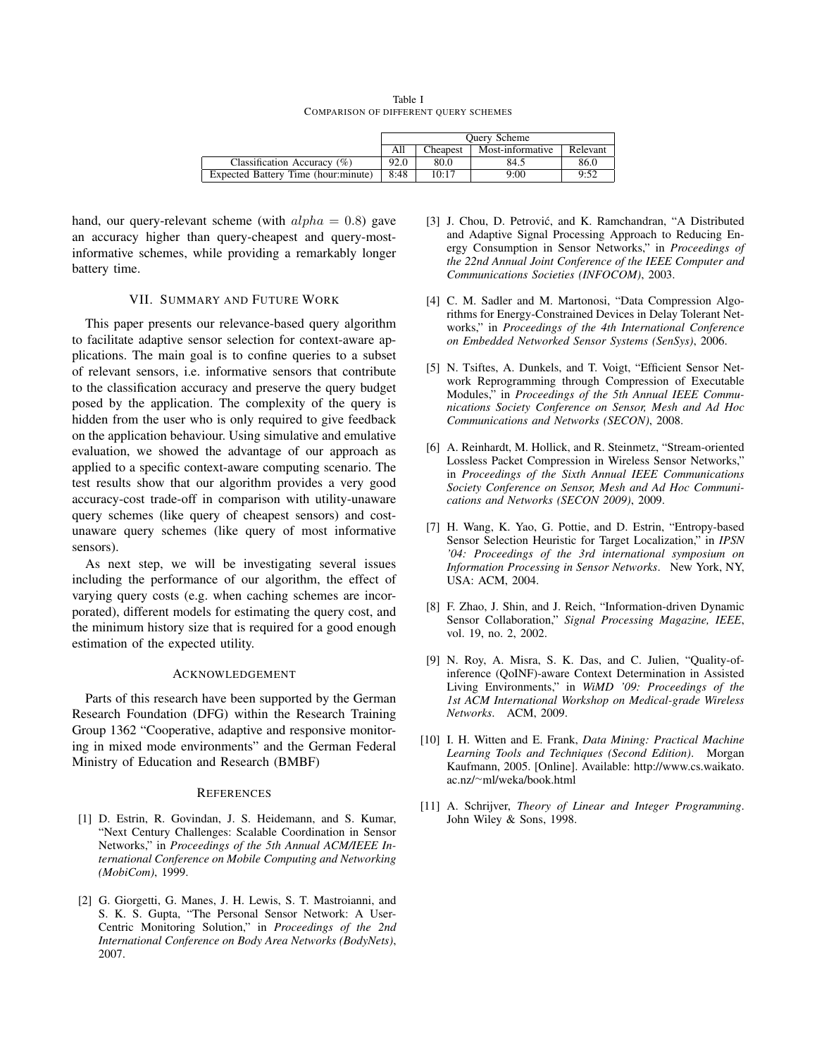Table I
COMPARISON OF DIFFERENT QUERY SCHEMES

| | Query Scheme | | | |
|---|---|---|---|---|
| | All | Cheapest | Most-informative | Relevant |
| Classification Accuracy (%) | 92.0 | 80.0 | 84.5 | 86.0 |
| Expected Battery Time (hour:minute) | 8:48 | 10:17 | 9:00 | 9:52 |

hand, our query-relevant scheme (with $alpha = 0.8$) gave an accuracy higher than query-cheapest and query-most-informative schemes, while providing a remarkably longer battery time.

## VII. SUMMARY AND FUTURE WORK

This paper presents our relevance-based query algorithm to facilitate adaptive sensor selection for context-aware applications. The main goal is to confine queries to a subset of relevant sensors, i.e. informative sensors that contribute to the classification accuracy and preserve the query budget posed by the application. The complexity of the query is hidden from the user who is only required to give feedback on the application behaviour. Using simulative and emulative evaluation, we showed the advantage of our approach as applied to a specific context-aware computing scenario. The test results show that our algorithm provides a very good accuracy-cost trade-off in comparison with utility-unaware query schemes (like query of cheapest sensors) and cost-unaware query schemes (like query of most informative sensors).

As next step, we will be investigating several issues including the performance of our algorithm, the effect of varying query costs (e.g. when caching schemes are incorporated), different models for estimating the query cost, and the minimum history size that is required for a good enough estimation of the expected utility.

## ACKNOWLEDGEMENT

Parts of this research have been supported by the German Research Foundation (DFG) within the Research Training Group 1362 "Cooperative, adaptive and responsive monitoring in mixed mode environments" and the German Federal Ministry of Education and Research (BMBF)

## REFERENCES

[1] D. Estrin, R. Govindan, J. S. Heidemann, and S. Kumar, "Next Century Challenges: Scalable Coordination in Sensor Networks," in *Proceedings of the 5th Annual ACM/IEEE International Conference on Mobile Computing and Networking (MobiCom)*, 1999.

[2] G. Giorgetti, G. Manes, J. H. Lewis, S. T. Mastroianni, and S. K. S. Gupta, "The Personal Sensor Network: A User-Centric Monitoring Solution," in *Proceedings of the 2nd International Conference on Body Area Networks (BodyNets)*, 2007.

[3] J. Chou, D. Petrović, and K. Ramchandran, "A Distributed and Adaptive Signal Processing Approach to Reducing Energy Consumption in Sensor Networks," in *Proceedings of the 22nd Annual Joint Conference of the IEEE Computer and Communications Societies (INFOCOM)*, 2003.

[4] C. M. Sadler and M. Martonosi, "Data Compression Algorithms for Energy-Constrained Devices in Delay Tolerant Networks," in *Proceedings of the 4th International Conference on Embedded Networked Sensor Systems (SenSys)*, 2006.

[5] N. Tsiftes, A. Dunkels, and T. Voigt, "Efficient Sensor Network Reprogramming through Compression of Executable Modules," in *Proceedings of the 5th Annual IEEE Communications Society Conference on Sensor, Mesh and Ad Hoc Communications and Networks (SECON)*, 2008.

[6] A. Reinhardt, M. Hollick, and R. Steinmetz, "Stream-oriented Lossless Packet Compression in Wireless Sensor Networks," in *Proceedings of the Sixth Annual IEEE Communications Society Conference on Sensor, Mesh and Ad Hoc Communications and Networks (SECON 2009)*, 2009.

[7] H. Wang, K. Yao, G. Pottie, and D. Estrin, "Entropy-based Sensor Selection Heuristic for Target Localization," in *IPSN '04: Proceedings of the 3rd international symposium on Information Processing in Sensor Networks*. New York, NY, USA: ACM, 2004.

[8] F. Zhao, J. Shin, and J. Reich, "Information-driven Dynamic Sensor Collaboration," *Signal Processing Magazine, IEEE*, vol. 19, no. 2, 2002.

[9] N. Roy, A. Misra, S. K. Das, and C. Julien, "Quality-of-inference (QoINF)-aware Context Determination in Assisted Living Environments," in *WiMD '09: Proceedings of the 1st ACM International Workshop on Medical-grade Wireless Networks*. ACM, 2009.

[10] I. H. Witten and E. Frank, *Data Mining: Practical Machine Learning Tools and Techniques (Second Edition)*. Morgan Kaufmann, 2005. [Online]. Available: http://www.cs.waikato.ac.nz/~ml/weka/book.html

[11] A. Schrijver, *Theory of Linear and Integer Programming*. John Wiley & Sons, 1998.